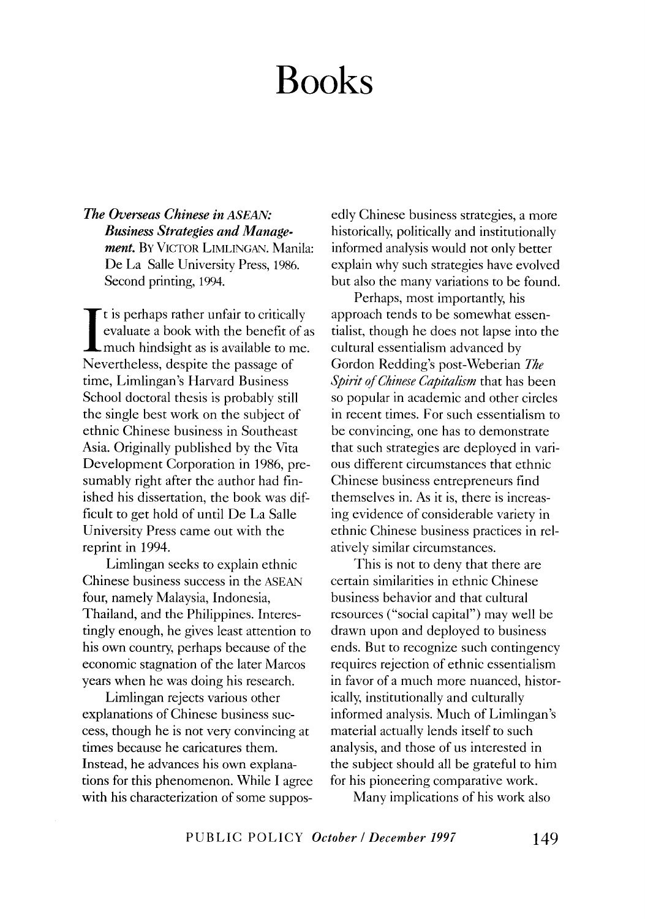# Books

***The Overseas Chinese in ASEAN: Business Strategies and Management.*** By Victor Limlingan. Manila: De La Salle University Press, 1986. Second printing, 1994.

It is perhaps rather unfair to critically evaluate a book with the benefit of as much hindsight as is available to me. Nevertheless, despite the passage of time, Limlingan's Harvard Business School doctoral thesis is probably still the single best work on the subject of ethnic Chinese business in Southeast Asia. Originally published by the Vita Development Corporation in 1986, presumably right after the author had finished his dissertation, the book was difficult to get hold of until De La Salle University Press came out with the reprint in 1994.

Limlingan seeks to explain ethnic Chinese business success in the ASEAN four, namely Malaysia, Indonesia, Thailand, and the Philippines. Interestingly enough, he gives least attention to his own country, perhaps because of the economic stagnation of the later Marcos years when he was doing his research.

Limlingan rejects various other explanations of Chinese business success, though he is not very convincing at times because he caricatures them. Instead, he advances his own explanations for this phenomenon. While I agree with his characterization of some supposedly Chinese business strategies, a more historically, politically and institutionally informed analysis would not only better explain why such strategies have evolved but also the many variations to be found.

Perhaps, most importantly, his approach tends to be somewhat essentialist, though he does not lapse into the cultural essentialism advanced by Gordon Redding's post-Weberian *The Spirit of Chinese Capitalism* that has been so popular in academic and other circles in recent times. For such essentialism to be convincing, one has to demonstrate that such strategies are deployed in various different circumstances that ethnic Chinese business entrepreneurs find themselves in. As it is, there is increasing evidence of considerable variety in ethnic Chinese business practices in relatively similar circumstances.

This is not to deny that there are certain similarities in ethnic Chinese business behavior and that cultural resources ("social capital") may well be drawn upon and deployed to business ends. But to recognize such contingency requires rejection of ethnic essentialism in favor of a much more nuanced, historically, institutionally and culturally informed analysis. Much of Limlingan's material actually lends itself to such analysis, and those of us interested in the subject should all be grateful to him for his pioneering comparative work.

Many implications of his work also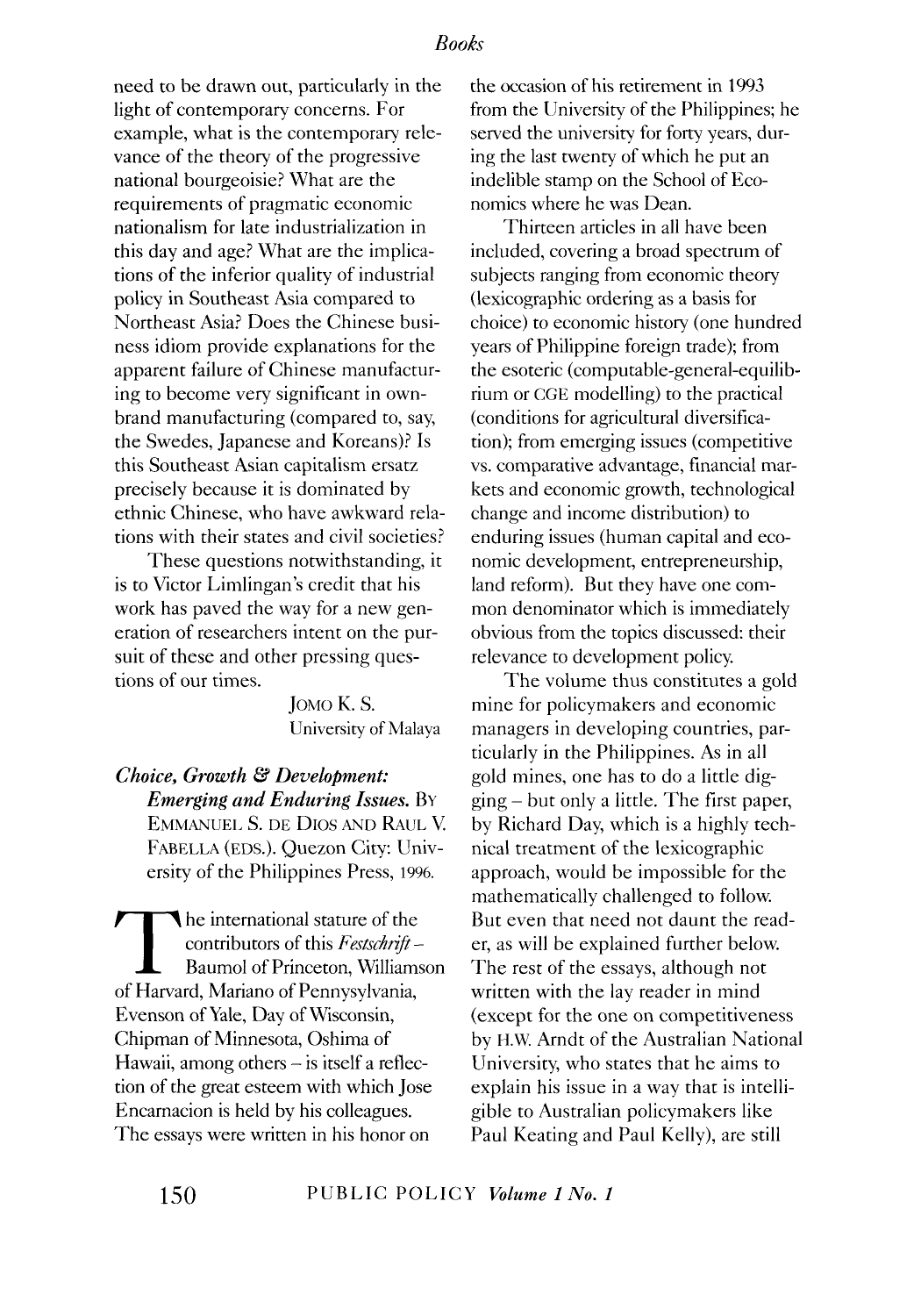need to be drawn out, particularly in the light of contemporary concerns. For example, what is the contemporary relevance of the theory of the progressive national bourgeoisie? What are the requirements of pragmatic economic nationalism for late industrialization in this day and age? What are the implications of the inferior quality of industrial policy in Southeast Asia compared to Northeast Asia? Does the Chinese business idiom provide explanations for the apparent failure of Chinese manufacturing to become very significant in own-brand manufacturing (compared to, say, the Swedes, Japanese and Koreans)? Is this Southeast Asian capitalism ersatz precisely because it is dominated by ethnic Chinese, who have awkward relations with their states and civil societies?

These questions notwithstanding, it is to Victor Limlingan's credit that his work has paved the way for a new generation of researchers intent on the pursuit of these and other pressing questions of our times.

JOMO K. S.
University of Malaya

***Choice, Growth & Development: Emerging and Enduring Issues.*** BY EMMANUEL S. DE DIOS AND RAUL V. FABELLA (EDS.). Quezon City: University of the Philippines Press, 1996.

The international stature of the contributors of this *Festschrift* – Baumol of Princeton, Williamson of Harvard, Mariano of Pennysylvania, Evenson of Yale, Day of Wisconsin, Chipman of Minnesota, Oshima of Hawaii, among others – is itself a reflection of the great esteem with which Jose Encarnacion is held by his colleagues. The essays were written in his honor on the occasion of his retirement in 1993 from the University of the Philippines; he served the university for forty years, during the last twenty of which he put an indelible stamp on the School of Economics where he was Dean.

Thirteen articles in all have been included, covering a broad spectrum of subjects ranging from economic theory (lexicographic ordering as a basis for choice) to economic history (one hundred years of Philippine foreign trade); from the esoteric (computable-general-equilibrium or CGE modelling) to the practical (conditions for agricultural diversification); from emerging issues (competitive vs. comparative advantage, financial markets and economic growth, technological change and income distribution) to enduring issues (human capital and economic development, entrepreneurship, land reform). But they have one common denominator which is immediately obvious from the topics discussed: their relevance to development policy.

The volume thus constitutes a gold mine for policymakers and economic managers in developing countries, particularly in the Philippines. As in all gold mines, one has to do a little digging – but only a little. The first paper, by Richard Day, which is a highly technical treatment of the lexicographic approach, would be impossible for the mathematically challenged to follow. But even that need not daunt the reader, as will be explained further below. The rest of the essays, although not written with the lay reader in mind (except for the one on competitiveness by H.W. Arndt of the Australian National University, who states that he aims to explain his issue in a way that is intelligible to Australian policymakers like Paul Keating and Paul Kelly), are still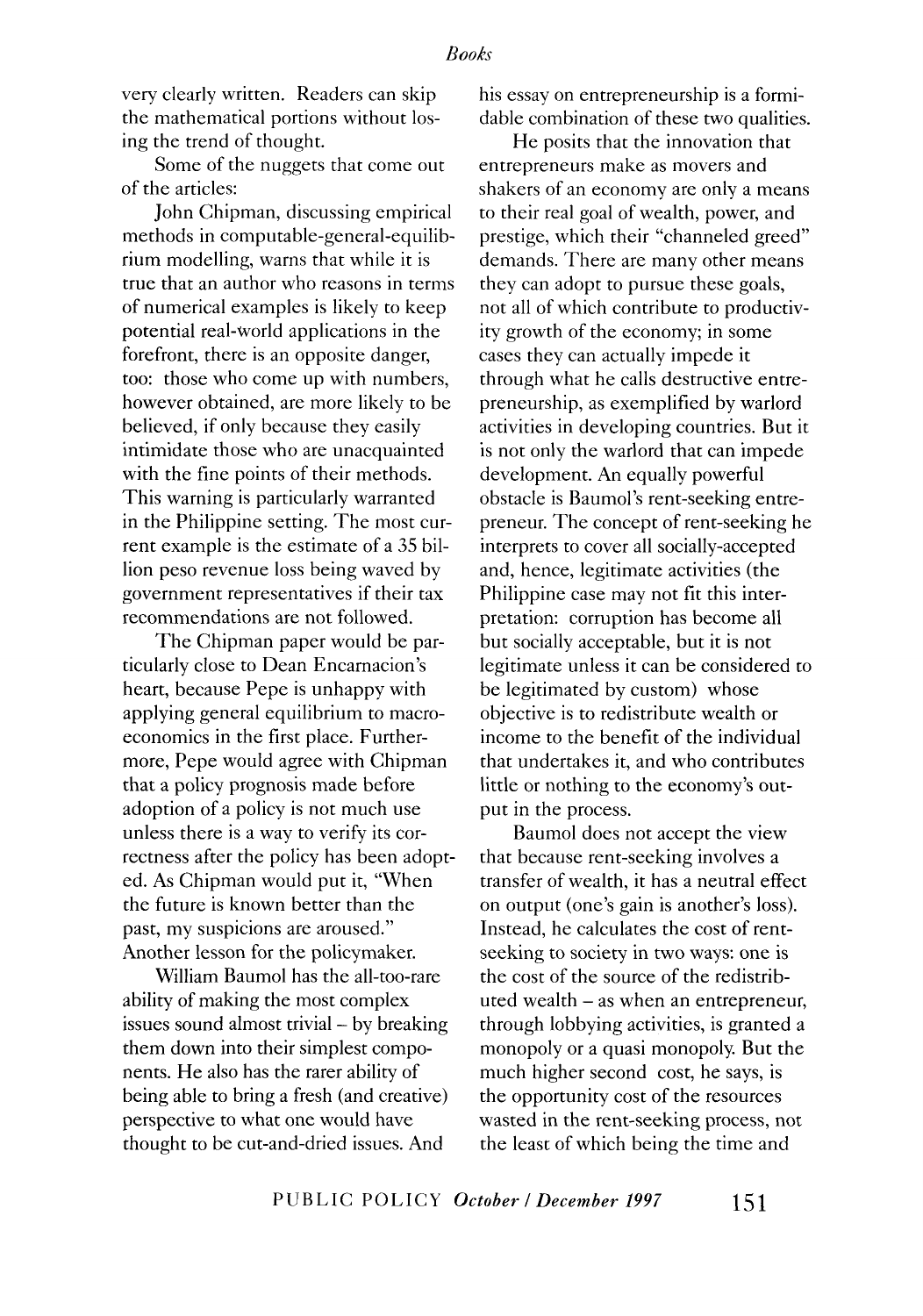very clearly written. Readers can skip the mathematical portions without losing the trend of thought.

Some of the nuggets that come out of the articles:

John Chipman, discussing empirical methods in computable-general-equilibrium modelling, warns that while it is true that an author who reasons in terms of numerical examples is likely to keep potential real-world applications in the forefront, there is an opposite danger, too: those who come up with numbers, however obtained, are more likely to be believed, if only because they easily intimidate those who are unacquainted with the fine points of their methods. This warning is particularly warranted in the Philippine setting. The most current example is the estimate of a 35 billion peso revenue loss being waved by government representatives if their tax recommendations are not followed.

The Chipman paper would be particularly close to Dean Encarnacion's heart, because Pepe is unhappy with applying general equilibrium to macroeconomics in the first place. Furthermore, Pepe would agree with Chipman that a policy prognosis made before adoption of a policy is not much use unless there is a way to verify its correctness after the policy has been adopted. As Chipman would put it, "When the future is known better than the past, my suspicions are aroused." Another lesson for the policymaker.

William Baumol has the all-too-rare ability of making the most complex issues sound almost trivial – by breaking them down into their simplest components. He also has the rarer ability of being able to bring a fresh (and creative) perspective to what one would have thought to be cut-and-dried issues. And his essay on entrepreneurship is a formidable combination of these two qualities.

He posits that the innovation that entrepreneurs make as movers and shakers of an economy are only a means to their real goal of wealth, power, and prestige, which their "channeled greed" demands. There are many other means they can adopt to pursue these goals, not all of which contribute to productivity growth of the economy; in some cases they can actually impede it through what he calls destructive entrepreneurship, as exemplified by warlord activities in developing countries. But it is not only the warlord that can impede development. An equally powerful obstacle is Baumol's rent-seeking entrepreneur. The concept of rent-seeking he interprets to cover all socially-accepted and, hence, legitimate activities (the Philippine case may not fit this interpretation: corruption has become all but socially acceptable, but it is not legitimate unless it can be considered to be legitimated by custom) whose objective is to redistribute wealth or income to the benefit of the individual that undertakes it, and who contributes little or nothing to the economy's output in the process.

Baumol does not accept the view that because rent-seeking involves a transfer of wealth, it has a neutral effect on output (one's gain is another's loss). Instead, he calculates the cost of rent-seeking to society in two ways: one is the cost of the source of the redistributed wealth – as when an entrepreneur, through lobbying activities, is granted a monopoly or a quasi monopoly. But the much higher second cost, he says, is the opportunity cost of the resources wasted in the rent-seeking process, not the least of which being the time and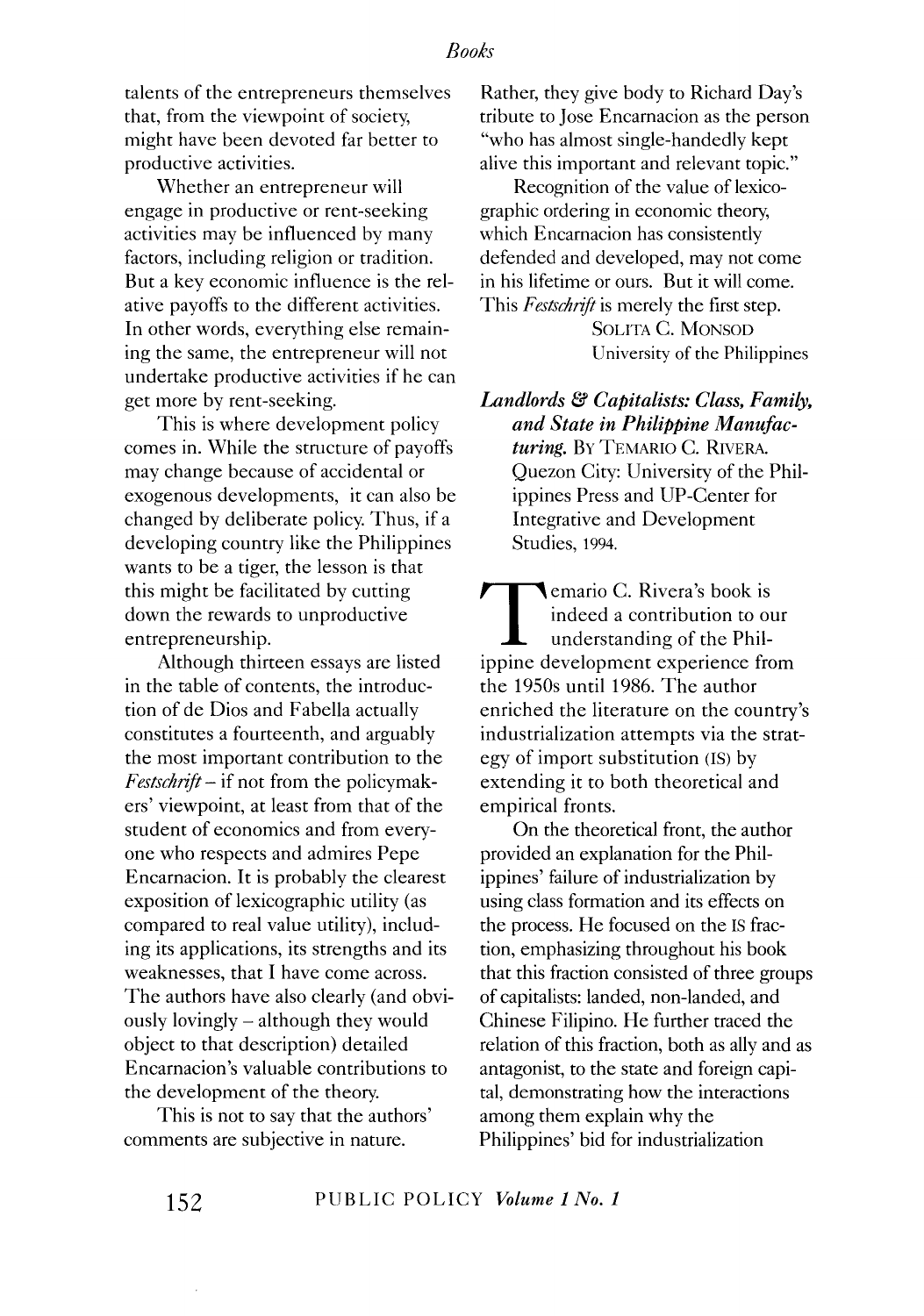talents of the entrepreneurs themselves that, from the viewpoint of society, might have been devoted far better to productive activities.

Whether an entrepreneur will engage in productive or rent-seeking activities may be influenced by many factors, including religion or tradition. But a key economic influence is the relative payoffs to the different activities. In other words, everything else remaining the same, the entrepreneur will not undertake productive activities if he can get more by rent-seeking.

This is where development policy comes in. While the structure of payoffs may change because of accidental or exogenous developments, it can also be changed by deliberate policy. Thus, if a developing country like the Philippines wants to be a tiger, the lesson is that this might be facilitated by cutting down the rewards to unproductive entrepreneurship.

Although thirteen essays are listed in the table of contents, the introduction of de Dios and Fabella actually constitutes a fourteenth, and arguably the most important contribution to the *Festschrift* – if not from the policymakers' viewpoint, at least from that of the student of economics and from everyone who respects and admires Pepe Encarnacion. It is probably the clearest exposition of lexicographic utility (as compared to real value utility), including its applications, its strengths and its weaknesses, that I have come across. The authors have also clearly (and obviously lovingly – although they would object to that description) detailed Encarnacion's valuable contributions to the development of the theory.

This is not to say that the authors' comments are subjective in nature. Rather, they give body to Richard Day's tribute to Jose Encarnacion as the person "who has almost single-handedly kept alive this important and relevant topic."

Recognition of the value of lexicographic ordering in economic theory, which Encarnacion has consistently defended and developed, may not come in his lifetime or ours. But it will come. This *Festschrift* is merely the first step.

SOLITA C. MONSOD
University of the Philippines

***Landlords & Capitalists: Class, Family, and State in Philippine Manufacturing.*** BY TEMARIO C. RIVERA. Quezon City: University of the Philippines Press and UP-Center for Integrative and Development Studies, 1994.

Temario C. Rivera's book is indeed a contribution to our understanding of the Philippine development experience from the 1950s until 1986. The author enriched the literature on the country's industrialization attempts via the strategy of import substitution (IS) by extending it to both theoretical and empirical fronts.

On the theoretical front, the author provided an explanation for the Philippines' failure of industrialization by using class formation and its effects on the process. He focused on the IS fraction, emphasizing throughout his book that this fraction consisted of three groups of capitalists: landed, non-landed, and Chinese Filipino. He further traced the relation of this fraction, both as ally and as antagonist, to the state and foreign capital, demonstrating how the interactions among them explain why the Philippines' bid for industrialization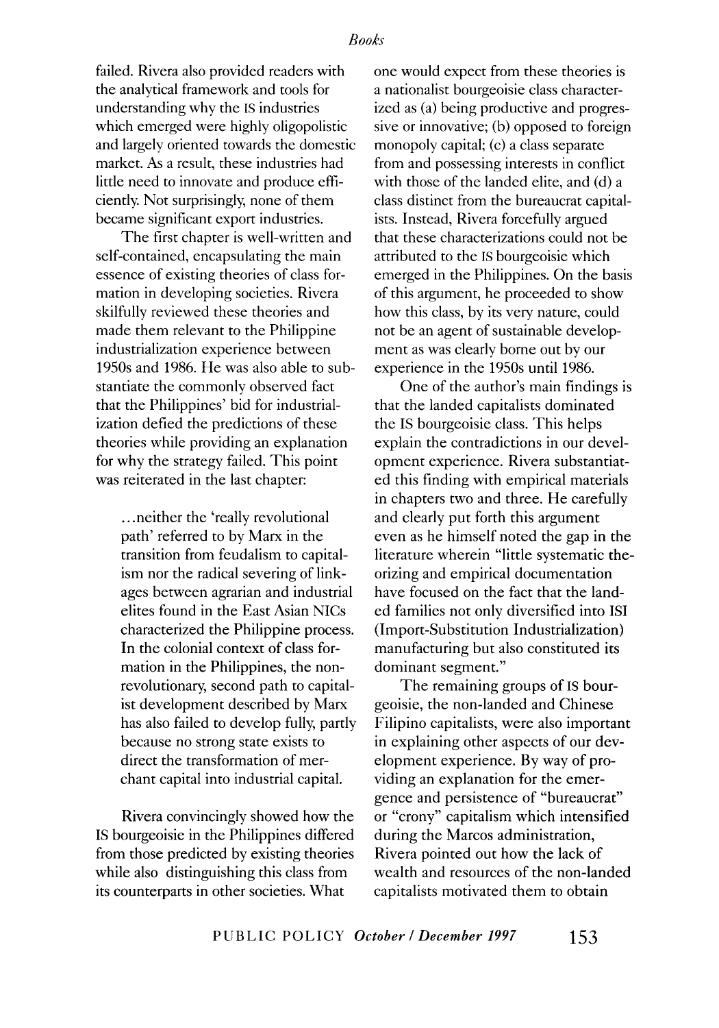failed. Rivera also provided readers with the analytical framework and tools for understanding why the IS industries which emerged were highly oligopolistic and largely oriented towards the domestic market. As a result, these industries had little need to innovate and produce efficiently. Not surprisingly, none of them became significant export industries.

The first chapter is well-written and self-contained, encapsulating the main essence of existing theories of class formation in developing societies. Rivera skilfully reviewed these theories and made them relevant to the Philippine industrialization experience between 1950s and 1986. He was also able to substantiate the commonly observed fact that the Philippines' bid for industrialization defied the predictions of these theories while providing an explanation for why the strategy failed. This point was reiterated in the last chapter:

> ...neither the 'really revolutional path' referred to by Marx in the transition from feudalism to capitalism nor the radical severing of linkages between agrarian and industrial elites found in the East Asian NICs characterized the Philippine process. In the colonial context of class formation in the Philippines, the non-revolutionary, second path to capitalist development described by Marx has also failed to develop fully, partly because no strong state exists to direct the transformation of merchant capital into industrial capital.

Rivera convincingly showed how the IS bourgeoisie in the Philippines differed from those predicted by existing theories while also distinguishing this class from its counterparts in other societies. What one would expect from these theories is a nationalist bourgeoisie class characterized as (a) being productive and progressive or innovative; (b) opposed to foreign monopoly capital; (c) a class separate from and possessing interests in conflict with those of the landed elite, and (d) a class distinct from the bureaucrat capitalists. Instead, Rivera forcefully argued that these characterizations could not be attributed to the IS bourgeoisie which emerged in the Philippines. On the basis of this argument, he proceeded to show how this class, by its very nature, could not be an agent of sustainable development as was clearly borne out by our experience in the 1950s until 1986.

One of the author's main findings is that the landed capitalists dominated the IS bourgeoisie class. This helps explain the contradictions in our development experience. Rivera substantiated this finding with empirical materials in chapters two and three. He carefully and clearly put forth this argument even as he himself noted the gap in the literature wherein "little systematic theorizing and empirical documentation have focused on the fact that the landed families not only diversified into ISI (Import-Substitution Industrialization) manufacturing but also constituted its dominant segment."

The remaining groups of IS bourgeoisie, the non-landed and Chinese Filipino capitalists, were also important in explaining other aspects of our development experience. By way of providing an explanation for the emergence and persistence of "bureaucrat" or "crony" capitalism which intensified during the Marcos administration, Rivera pointed out how the lack of wealth and resources of the non-landed capitalists motivated them to obtain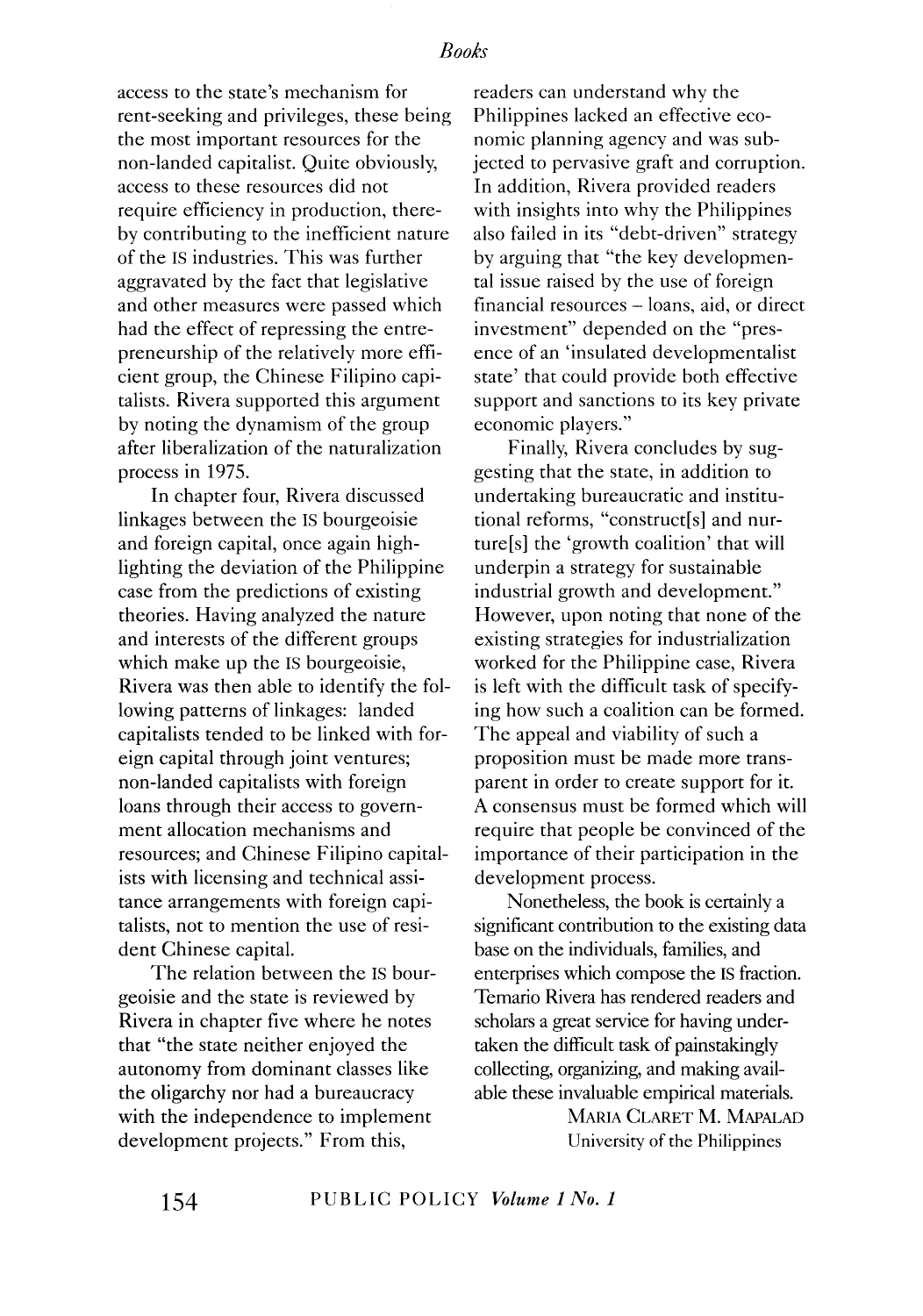access to the state's mechanism for rent-seeking and privileges, these being the most important resources for the non-landed capitalist. Quite obviously, access to these resources did not require efficiency in production, thereby contributing to the inefficient nature of the IS industries. This was further aggravated by the fact that legislative and other measures were passed which had the effect of repressing the entrepreneurship of the relatively more efficient group, the Chinese Filipino capitalists. Rivera supported this argument by noting the dynamism of the group after liberalization of the naturalization process in 1975.

In chapter four, Rivera discussed linkages between the IS bourgeoisie and foreign capital, once again highlighting the deviation of the Philippine case from the predictions of existing theories. Having analyzed the nature and interests of the different groups which make up the IS bourgeoisie, Rivera was then able to identify the following patterns of linkages: landed capitalists tended to be linked with foreign capital through joint ventures; non-landed capitalists with foreign loans through their access to government allocation mechanisms and resources; and Chinese Filipino capitalists with licensing and technical assistance arrangements with foreign capitalists, not to mention the use of resident Chinese capital.

The relation between the IS bourgeoisie and the state is reviewed by Rivera in chapter five where he notes that "the state neither enjoyed the autonomy from dominant classes like the oligarchy nor had a bureaucracy with the independence to implement development projects." From this, readers can understand why the Philippines lacked an effective economic planning agency and was subjected to pervasive graft and corruption. In addition, Rivera provided readers with insights into why the Philippines also failed in its "debt-driven" strategy by arguing that "the key developmental issue raised by the use of foreign financial resources – loans, aid, or direct investment" depended on the "presence of an 'insulated developmentalist state' that could provide both effective support and sanctions to its key private economic players."

Finally, Rivera concludes by suggesting that the state, in addition to undertaking bureaucratic and institutional reforms, "construct[s] and nurture[s] the 'growth coalition' that will underpin a strategy for sustainable industrial growth and development." However, upon noting that none of the existing strategies for industrialization worked for the Philippine case, Rivera is left with the difficult task of specifying how such a coalition can be formed. The appeal and viability of such a proposition must be made more transparent in order to create support for it. A consensus must be formed which will require that people be convinced of the importance of their participation in the development process.

Nonetheless, the book is certainly a significant contribution to the existing data base on the individuals, families, and enterprises which compose the IS fraction. Temario Rivera has rendered readers and scholars a great service for having undertaken the difficult task of painstakingly collecting, organizing, and making available these invaluable empirical materials.

MARIA CLARET M. MAPALAD
University of the Philippines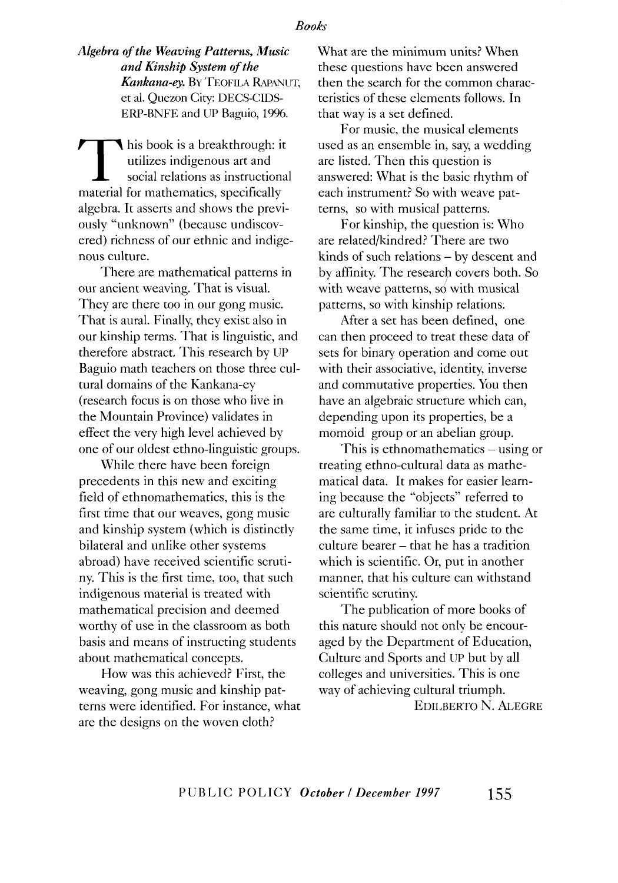*Algebra of the Weaving Patterns, Music and Kinship System of the Kankana-ey.* BY TEOFILA RAPANUT, et al. Quezon City: DECS-CIDS-ERP-BNFE and UP Baguio, 1996.

This book is a breakthrough: it utilizes indigenous art and social relations as instructional material for mathematics, specifically algebra. It asserts and shows the previously "unknown" (because undiscovered) richness of our ethnic and indigenous culture.

There are mathematical patterns in our ancient weaving. That is visual. They are there too in our gong music. That is aural. Finally, they exist also in our kinship terms. That is linguistic, and therefore abstract. This research by UP Baguio math teachers on those three cultural domains of the Kankana-ey (research focus is on those who live in the Mountain Province) validates in effect the very high level achieved by one of our oldest ethno-linguistic groups.

While there have been foreign precedents in this new and exciting field of ethnomathematics, this is the first time that our weaves, gong music and kinship system (which is distinctly bilateral and unlike other systems abroad) have received scientific scrutiny. This is the first time, too, that such indigenous material is treated with mathematical precision and deemed worthy of use in the classroom as both basis and means of instructing students about mathematical concepts.

How was this achieved? First, the weaving, gong music and kinship patterns were identified. For instance, what are the designs on the woven cloth? What are the minimum units? When these questions have been answered then the search for the common characteristics of these elements follows. In that way is a set defined.

For music, the musical elements used as an ensemble in, say, a wedding are listed. Then this question is answered: What is the basic rhythm of each instrument? So with weave patterns, so with musical patterns.

For kinship, the question is: Who are related/kindred? There are two kinds of such relations – by descent and by affinity. The research covers both. So with weave patterns, so with musical patterns, so with kinship relations.

After a set has been defined, one can then proceed to treat these data of sets for binary operation and come out with their associative, identity, inverse and commutative properties. You then have an algebraic structure which can, depending upon its properties, be a momoid group or an abelian group.

This is ethnomathematics – using or treating ethno-cultural data as mathematical data. It makes for easier learning because the "objects" referred to are culturally familiar to the student. At the same time, it infuses pride to the culture bearer – that he has a tradition which is scientific. Or, put in another manner, that his culture can withstand scientific scrutiny.

The publication of more books of this nature should not only be encouraged by the Department of Education, Culture and Sports and UP but by all colleges and universities. This is one way of achieving cultural triumph.

EDILBERTO N. ALEGRE